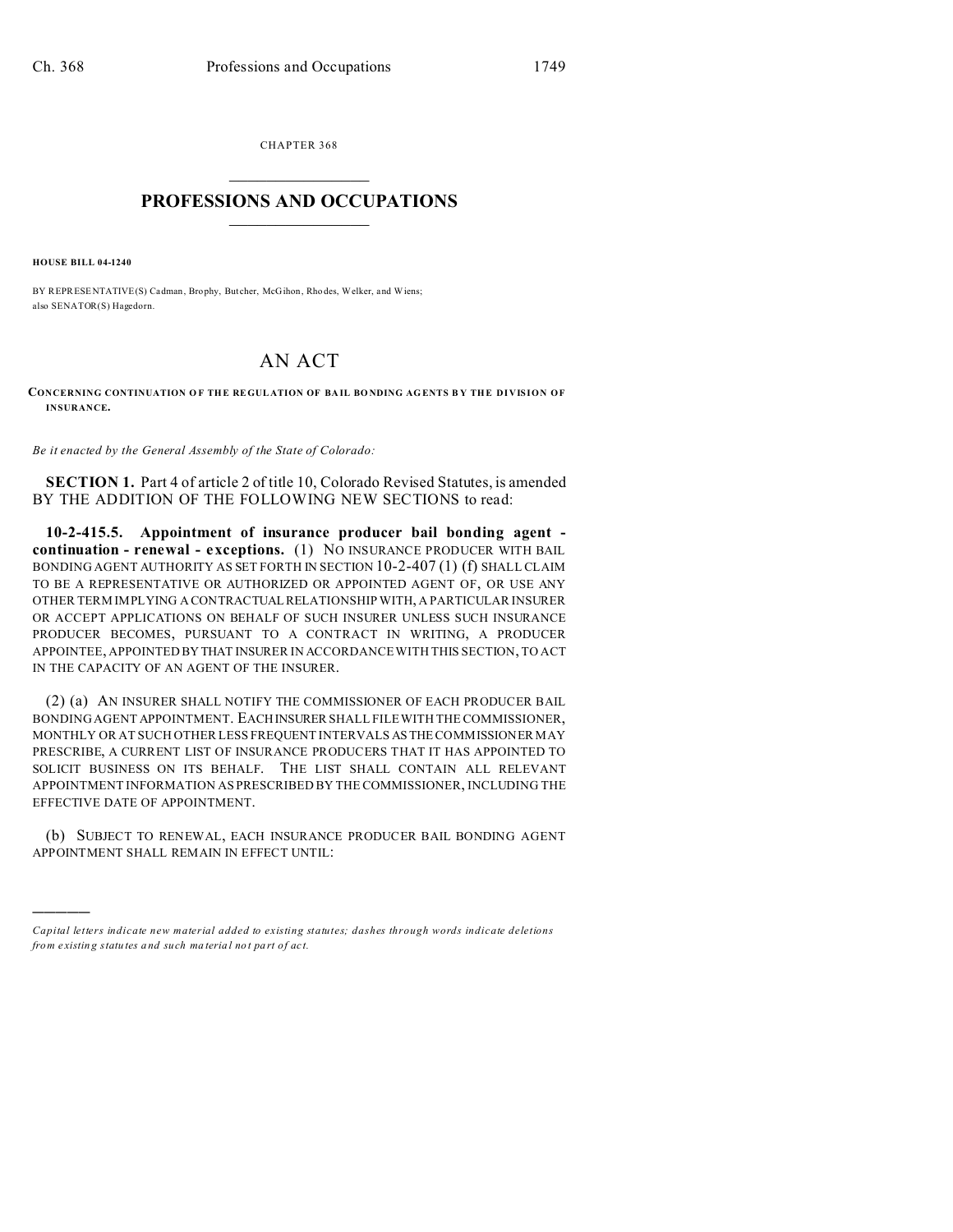CHAPTER 368

# PROFESSIONS AND OCCUPATIONS

**HOUSE BILL 04-1240**

BY REPRESENTATIVE(S) Cadman, Brophy, Butcher, McGihon, Rhodes, Welker, and Wiens; also SENATOR(S) Hagedorn.

# AN ACT

**CONCERNING CONTINUATION OF THE REGULATION OF BAIL BONDING AGENTS BY THE DIVISION OF INSURANCE.**

*Be it enacted by the General Assembly of the State of Colorado:*

**SECTION 1.** Part 4 of article 2 of title 10, Colorado Revised Statutes, is amended BY THE ADDITION OF THE FOLLOWING NEW SECTIONS to read:

**10-2-415.5. Appointment of insurance producer bail bonding agent - continuation - renewal - exceptions.** (1) NO INSURANCE PRODUCER WITH BAIL BONDING AGENT AUTHORITY AS SET FORTH IN SECTION 10-2-407 (1) (f) SHALL CLAIM TO BE A REPRESENTATIVE OR AUTHORIZED OR APPOINTED AGENT OF, OR USE ANY OTHER TERM IMPLYING A CONTRACTUAL RELATIONSHIP WITH, A PARTICULAR INSURER OR ACCEPT APPLICATIONS ON BEHALF OF SUCH INSURER UNLESS SUCH INSURANCE PRODUCER BECOMES, PURSUANT TO A CONTRACT IN WRITING, A PRODUCER APPOINTEE, APPOINTED BY THAT INSURER IN ACCORDANCE WITH THIS SECTION, TO ACT IN THE CAPACITY OF AN AGENT OF THE INSURER.

(2) (a) AN INSURER SHALL NOTIFY THE COMMISSIONER OF EACH PRODUCER BAIL BONDING AGENT APPOINTMENT. EACH INSURER SHALL FILE WITH THE COMMISSIONER, MONTHLY OR AT SUCH OTHER LESS FREQUENT INTERVALS AS THE COMMISSIONER MAY PRESCRIBE, A CURRENT LIST OF INSURANCE PRODUCERS THAT IT HAS APPOINTED TO SOLICIT BUSINESS ON ITS BEHALF. THE LIST SHALL CONTAIN ALL RELEVANT APPOINTMENT INFORMATION AS PRESCRIBED BY THE COMMISSIONER, INCLUDING THE EFFECTIVE DATE OF APPOINTMENT.

(b) SUBJECT TO RENEWAL, EACH INSURANCE PRODUCER BAIL BONDING AGENT APPOINTMENT SHALL REMAIN IN EFFECT UNTIL:

---

*Capital letters indicate new material added to existing statutes; dashes through words indicate deletions from existing statutes and such material not part of act.*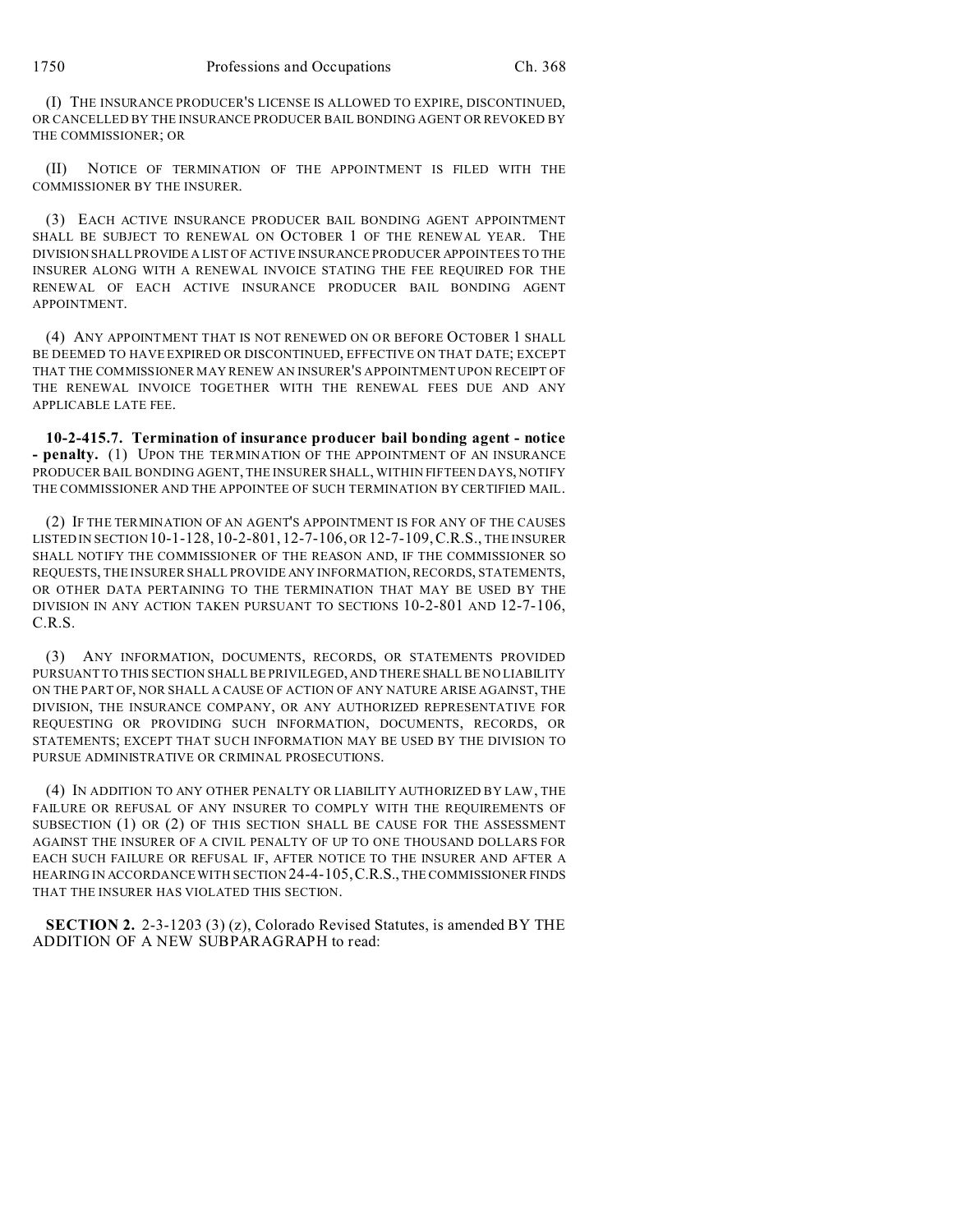(I) THE INSURANCE PRODUCER'S LICENSE IS ALLOWED TO EXPIRE, DISCONTINUED, OR CANCELLED BY THE INSURANCE PRODUCER BAIL BONDING AGENT OR REVOKED BY THE COMMISSIONER; OR

(II) NOTICE OF TERMINATION OF THE APPOINTMENT IS FILED WITH THE COMMISSIONER BY THE INSURER.

(3) EACH ACTIVE INSURANCE PRODUCER BAIL BONDING AGENT APPOINTMENT SHALL BE SUBJECT TO RENEWAL ON OCTOBER 1 OF THE RENEWAL YEAR. THE DIVISION SHALL PROVIDE A LIST OF ACTIVE INSURANCE PRODUCER APPOINTEES TO THE INSURER ALONG WITH A RENEWAL INVOICE STATING THE FEE REQUIRED FOR THE RENEWAL OF EACH ACTIVE INSURANCE PRODUCER BAIL BONDING AGENT APPOINTMENT.

(4) ANY APPOINTMENT THAT IS NOT RENEWED ON OR BEFORE OCTOBER 1 SHALL BE DEEMED TO HAVE EXPIRED OR DISCONTINUED, EFFECTIVE ON THAT DATE; EXCEPT THAT THE COMMISSIONER MAY RENEW AN INSURER'S APPOINTMENT UPON RECEIPT OF THE RENEWAL INVOICE TOGETHER WITH THE RENEWAL FEES DUE AND ANY APPLICABLE LATE FEE.

**10-2-415.7. Termination of insurance producer bail bonding agent - notice - penalty.** (1) UPON THE TERMINATION OF THE APPOINTMENT OF AN INSURANCE PRODUCER BAIL BONDING AGENT, THE INSURER SHALL, WITHIN FIFTEEN DAYS, NOTIFY THE COMMISSIONER AND THE APPOINTEE OF SUCH TERMINATION BY CERTIFIED MAIL.

(2) IF THE TERMINATION OF AN AGENT'S APPOINTMENT IS FOR ANY OF THE CAUSES LISTED IN SECTION 10-1-128, 10-2-801, 12-7-106, OR 12-7-109, C.R.S., THE INSURER SHALL NOTIFY THE COMMISSIONER OF THE REASON AND, IF THE COMMISSIONER SO REQUESTS, THE INSURER SHALL PROVIDE ANY INFORMATION, RECORDS, STATEMENTS, OR OTHER DATA PERTAINING TO THE TERMINATION THAT MAY BE USED BY THE DIVISION IN ANY ACTION TAKEN PURSUANT TO SECTIONS 10-2-801 AND 12-7-106, C.R.S.

(3) ANY INFORMATION, DOCUMENTS, RECORDS, OR STATEMENTS PROVIDED PURSUANT TO THIS SECTION SHALL BE PRIVILEGED, AND THERE SHALL BE NO LIABILITY ON THE PART OF, NOR SHALL A CAUSE OF ACTION OF ANY NATURE ARISE AGAINST, THE DIVISION, THE INSURANCE COMPANY, OR ANY AUTHORIZED REPRESENTATIVE FOR REQUESTING OR PROVIDING SUCH INFORMATION, DOCUMENTS, RECORDS, OR STATEMENTS; EXCEPT THAT SUCH INFORMATION MAY BE USED BY THE DIVISION TO PURSUE ADMINISTRATIVE OR CRIMINAL PROSECUTIONS.

(4) IN ADDITION TO ANY OTHER PENALTY OR LIABILITY AUTHORIZED BY LAW, THE FAILURE OR REFUSAL OF ANY INSURER TO COMPLY WITH THE REQUIREMENTS OF SUBSECTION (1) OR (2) OF THIS SECTION SHALL BE CAUSE FOR THE ASSESSMENT AGAINST THE INSURER OF A CIVIL PENALTY OF UP TO ONE THOUSAND DOLLARS FOR EACH SUCH FAILURE OR REFUSAL IF, AFTER NOTICE TO THE INSURER AND AFTER A HEARING IN ACCORDANCE WITH SECTION 24-4-105, C.R.S., THE COMMISSIONER FINDS THAT THE INSURER HAS VIOLATED THIS SECTION.

**SECTION 2.** 2-3-1203 (3) (z), Colorado Revised Statutes, is amended BY THE ADDITION OF A NEW SUBPARAGRAPH to read: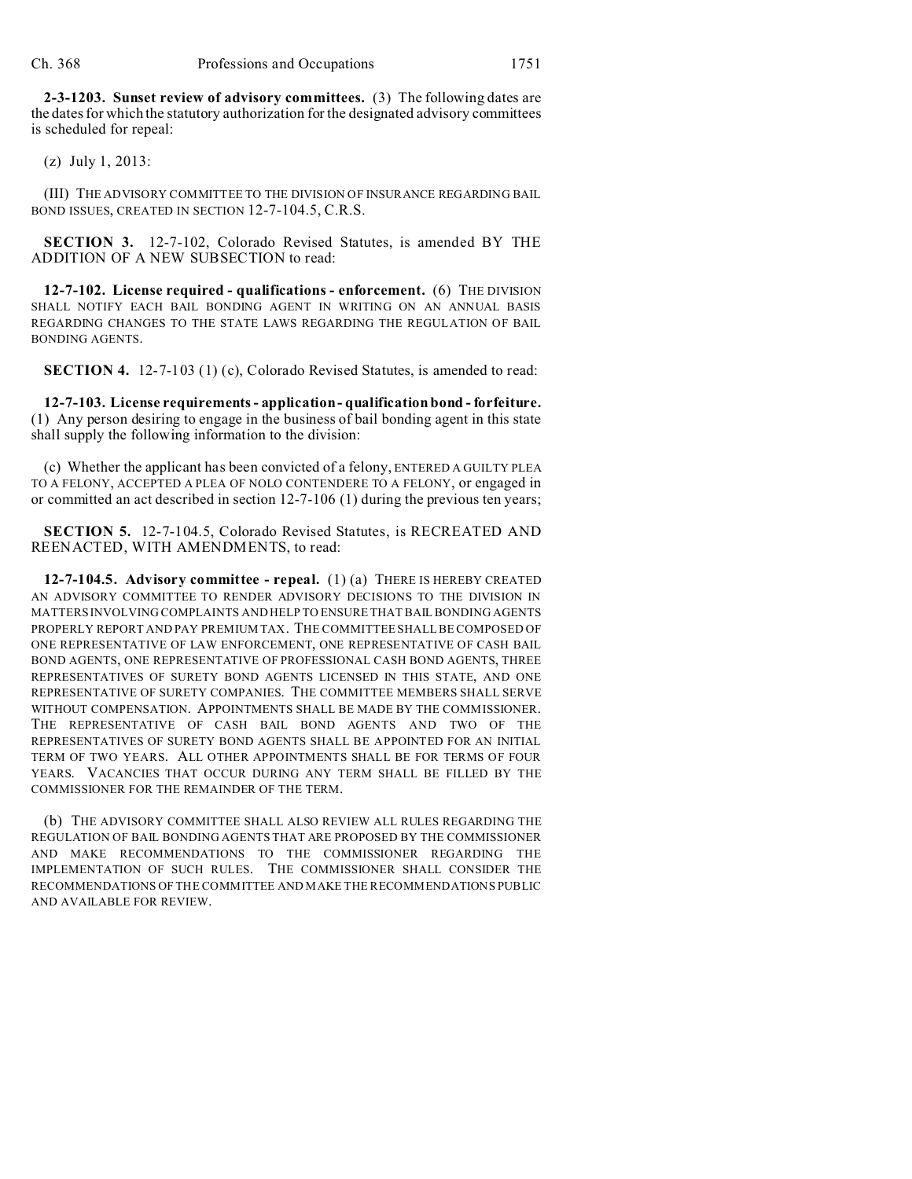**2-3-1203. Sunset review of advisory committees.** (3) The following dates are the dates for which the statutory authorization for the designated advisory committees is scheduled for repeal:

(z) July 1, 2013:

(III) THE ADVISORY COMMITTEE TO THE DIVISION OF INSURANCE REGARDING BAIL BOND ISSUES, CREATED IN SECTION 12-7-104.5, C.R.S.

**SECTION 3.** 12-7-102, Colorado Revised Statutes, is amended BY THE ADDITION OF A NEW SUBSECTION to read:

**12-7-102. License required - qualifications - enforcement.** (6) THE DIVISION SHALL NOTIFY EACH BAIL BONDING AGENT IN WRITING ON AN ANNUAL BASIS REGARDING CHANGES TO THE STATE LAWS REGARDING THE REGULATION OF BAIL BONDING AGENTS.

**SECTION 4.** 12-7-103 (1) (c), Colorado Revised Statutes, is amended to read:

**12-7-103. License requirements - application - qualification bond - forfeiture.** (1) Any person desiring to engage in the business of bail bonding agent in this state shall supply the following information to the division:

(c) Whether the applicant has been convicted of a felony, ENTERED A GUILTY PLEA TO A FELONY, ACCEPTED A PLEA OF NOLO CONTENDERE TO A FELONY, or engaged in or committed an act described in section 12-7-106 (1) during the previous ten years;

**SECTION 5.** 12-7-104.5, Colorado Revised Statutes, is RECREATED AND REENACTED, WITH AMENDMENTS, to read:

**12-7-104.5. Advisory committee - repeal.** (1) (a) THERE IS HEREBY CREATED AN ADVISORY COMMITTEE TO RENDER ADVISORY DECISIONS TO THE DIVISION IN MATTERS INVOLVING COMPLAINTS AND HELP TO ENSURE THAT BAIL BONDING AGENTS PROPERLY REPORT AND PAY PREMIUM TAX. THE COMMITTEE SHALL BE COMPOSED OF ONE REPRESENTATIVE OF LAW ENFORCEMENT, ONE REPRESENTATIVE OF CASH BAIL BOND AGENTS, ONE REPRESENTATIVE OF PROFESSIONAL CASH BOND AGENTS, THREE REPRESENTATIVES OF SURETY BOND AGENTS LICENSED IN THIS STATE, AND ONE REPRESENTATIVE OF SURETY COMPANIES. THE COMMITTEE MEMBERS SHALL SERVE WITHOUT COMPENSATION. APPOINTMENTS SHALL BE MADE BY THE COMMISSIONER. THE REPRESENTATIVE OF CASH BAIL BOND AGENTS AND TWO OF THE REPRESENTATIVES OF SURETY BOND AGENTS SHALL BE APPOINTED FOR AN INITIAL TERM OF TWO YEARS. ALL OTHER APPOINTMENTS SHALL BE FOR TERMS OF FOUR YEARS. VACANCIES THAT OCCUR DURING ANY TERM SHALL BE FILLED BY THE COMMISSIONER FOR THE REMAINDER OF THE TERM.

(b) THE ADVISORY COMMITTEE SHALL ALSO REVIEW ALL RULES REGARDING THE REGULATION OF BAIL BONDING AGENTS THAT ARE PROPOSED BY THE COMMISSIONER AND MAKE RECOMMENDATIONS TO THE COMMISSIONER REGARDING THE IMPLEMENTATION OF SUCH RULES. THE COMMISSIONER SHALL CONSIDER THE RECOMMENDATIONS OF THE COMMITTEE AND MAKE THE RECOMMENDATIONS PUBLIC AND AVAILABLE FOR REVIEW.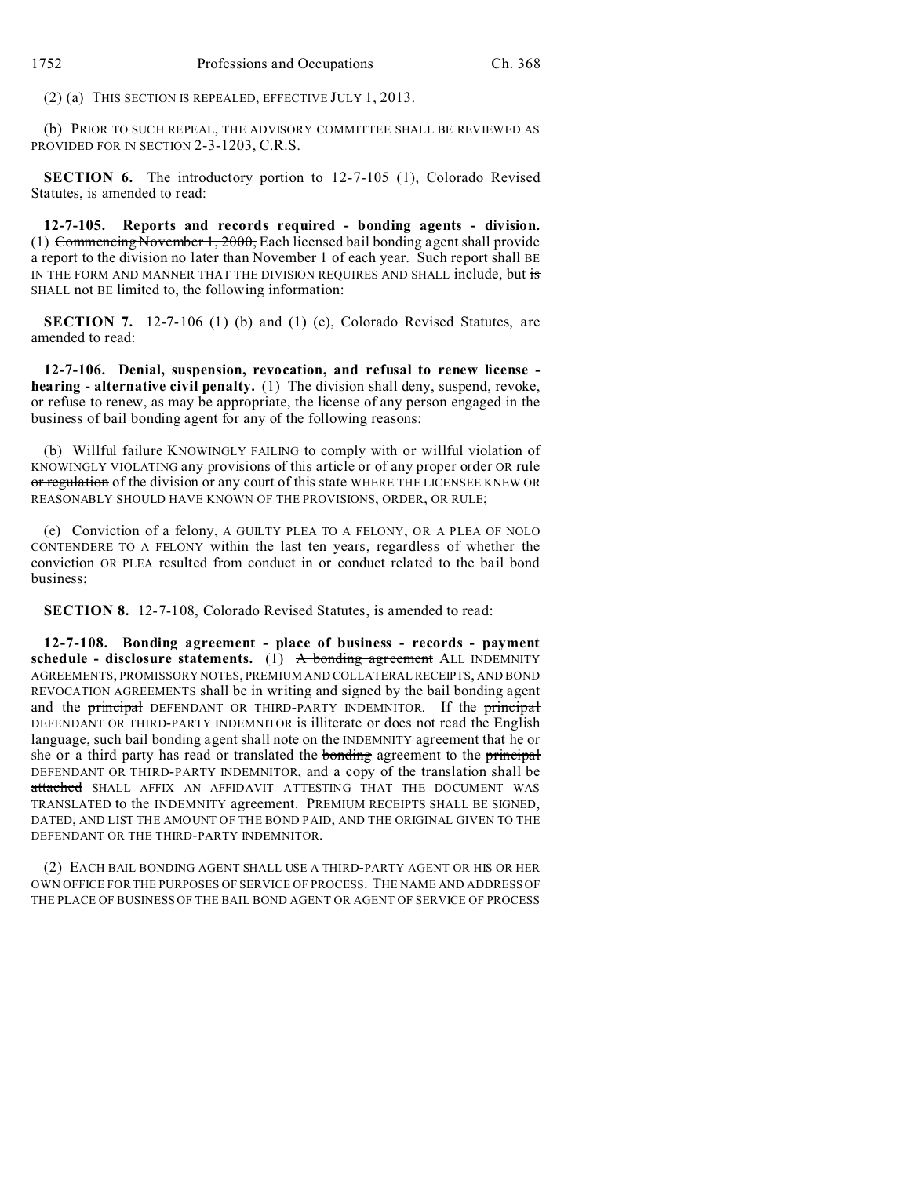(2) (a) THIS SECTION IS REPEALED, EFFECTIVE JULY 1, 2013.

(b) PRIOR TO SUCH REPEAL, THE ADVISORY COMMITTEE SHALL BE REVIEWED AS PROVIDED FOR IN SECTION 2-3-1203, C.R.S.

**SECTION 6.** The introductory portion to 12-7-105 (1), Colorado Revised Statutes, is amended to read:

**12-7-105. Reports and records required - bonding agents - division.** (1) ~~Commencing November 1, 2000,~~ Each licensed bail bonding agent shall provide a report to the division no later than November 1 of each year. Such report shall BE IN THE FORM AND MANNER THAT THE DIVISION REQUIRES AND SHALL include, but ~~is~~ SHALL not BE limited to, the following information:

**SECTION 7.** 12-7-106 (1) (b) and (1) (e), Colorado Revised Statutes, are amended to read:

**12-7-106. Denial, suspension, revocation, and refusal to renew license - hearing - alternative civil penalty.** (1) The division shall deny, suspend, revoke, or refuse to renew, as may be appropriate, the license of any person engaged in the business of bail bonding agent for any of the following reasons:

(b) ~~Willful failure~~ KNOWINGLY FAILING to comply with or ~~willful violation of~~ KNOWINGLY VIOLATING any provisions of this article or of any proper order OR rule ~~or regulation~~ of the division or any court of this state WHERE THE LICENSEE KNEW OR REASONABLY SHOULD HAVE KNOWN OF THE PROVISIONS, ORDER, OR RULE;

(e) Conviction of a felony, A GUILTY PLEA TO A FELONY, OR A PLEA OF NOLO CONTENDERE TO A FELONY within the last ten years, regardless of whether the conviction OR PLEA resulted from conduct in or conduct related to the bail bond business;

**SECTION 8.** 12-7-108, Colorado Revised Statutes, is amended to read:

**12-7-108. Bonding agreement - place of business - records - payment schedule - disclosure statements.** (1) ~~A bonding agreement~~ ALL INDEMNITY AGREEMENTS, PROMISSORY NOTES, PREMIUM AND COLLATERAL RECEIPTS, AND BOND REVOCATION AGREEMENTS shall be in writing and signed by the bail bonding agent and the ~~principal~~ DEFENDANT OR THIRD-PARTY INDEMNITOR. If the ~~principal~~ DEFENDANT OR THIRD-PARTY INDEMNITOR is illiterate or does not read the English language, such bail bonding agent shall note on the INDEMNITY agreement that he or she or a third party has read or translated the ~~bonding~~ agreement to the ~~principal~~ DEFENDANT OR THIRD-PARTY INDEMNITOR, and ~~a copy of the translation shall be attached~~ SHALL AFFIX AN AFFIDAVIT ATTESTING THAT THE DOCUMENT WAS TRANSLATED to the INDEMNITY agreement. PREMIUM RECEIPTS SHALL BE SIGNED, DATED, AND LIST THE AMOUNT OF THE BOND PAID, AND THE ORIGINAL GIVEN TO THE DEFENDANT OR THE THIRD-PARTY INDEMNITOR.

(2) EACH BAIL BONDING AGENT SHALL USE A THIRD-PARTY AGENT OR HIS OR HER OWN OFFICE FOR THE PURPOSES OF SERVICE OF PROCESS. THE NAME AND ADDRESS OF THE PLACE OF BUSINESS OF THE BAIL BOND AGENT OR AGENT OF SERVICE OF PROCESS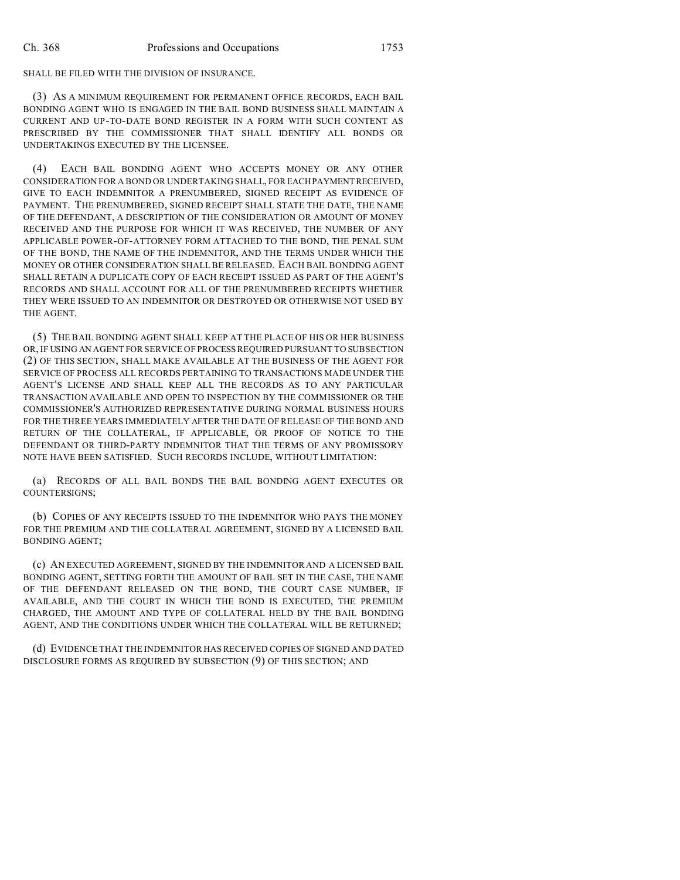SHALL BE FILED WITH THE DIVISION OF INSURANCE.

(3) AS A MINIMUM REQUIREMENT FOR PERMANENT OFFICE RECORDS, EACH BAIL BONDING AGENT WHO IS ENGAGED IN THE BAIL BOND BUSINESS SHALL MAINTAIN A CURRENT AND UP-TO-DATE BOND REGISTER IN A FORM WITH SUCH CONTENT AS PRESCRIBED BY THE COMMISSIONER THAT SHALL IDENTIFY ALL BONDS OR UNDERTAKINGS EXECUTED BY THE LICENSEE.

(4) EACH BAIL BONDING AGENT WHO ACCEPTS MONEY OR ANY OTHER CONSIDERATION FOR A BOND OR UNDERTAKING SHALL, FOR EACH PAYMENT RECEIVED, GIVE TO EACH INDEMNITOR A PRENUMBERED, SIGNED RECEIPT AS EVIDENCE OF PAYMENT. THE PRENUMBERED, SIGNED RECEIPT SHALL STATE THE DATE, THE NAME OF THE DEFENDANT, A DESCRIPTION OF THE CONSIDERATION OR AMOUNT OF MONEY RECEIVED AND THE PURPOSE FOR WHICH IT WAS RECEIVED, THE NUMBER OF ANY APPLICABLE POWER-OF-ATTORNEY FORM ATTACHED TO THE BOND, THE PENAL SUM OF THE BOND, THE NAME OF THE INDEMNITOR, AND THE TERMS UNDER WHICH THE MONEY OR OTHER CONSIDERATION SHALL BE RELEASED. EACH BAIL BONDING AGENT SHALL RETAIN A DUPLICATE COPY OF EACH RECEIPT ISSUED AS PART OF THE AGENT'S RECORDS AND SHALL ACCOUNT FOR ALL OF THE PRENUMBERED RECEIPTS WHETHER THEY WERE ISSUED TO AN INDEMNITOR OR DESTROYED OR OTHERWISE NOT USED BY THE AGENT.

(5) THE BAIL BONDING AGENT SHALL KEEP AT THE PLACE OF HIS OR HER BUSINESS OR, IF USING AN AGENT FOR SERVICE OF PROCESS REQUIRED PURSUANT TO SUBSECTION (2) OF THIS SECTION, SHALL MAKE AVAILABLE AT THE BUSINESS OF THE AGENT FOR SERVICE OF PROCESS ALL RECORDS PERTAINING TO TRANSACTIONS MADE UNDER THE AGENT'S LICENSE AND SHALL KEEP ALL THE RECORDS AS TO ANY PARTICULAR TRANSACTION AVAILABLE AND OPEN TO INSPECTION BY THE COMMISSIONER OR THE COMMISSIONER'S AUTHORIZED REPRESENTATIVE DURING NORMAL BUSINESS HOURS FOR THE THREE YEARS IMMEDIATELY AFTER THE DATE OF RELEASE OF THE BOND AND RETURN OF THE COLLATERAL, IF APPLICABLE, OR PROOF OF NOTICE TO THE DEFENDANT OR THIRD-PARTY INDEMNITOR THAT THE TERMS OF ANY PROMISSORY NOTE HAVE BEEN SATISFIED. SUCH RECORDS INCLUDE, WITHOUT LIMITATION:

(a) RECORDS OF ALL BAIL BONDS THE BAIL BONDING AGENT EXECUTES OR COUNTERSIGNS;

(b) COPIES OF ANY RECEIPTS ISSUED TO THE INDEMNITOR WHO PAYS THE MONEY FOR THE PREMIUM AND THE COLLATERAL AGREEMENT, SIGNED BY A LICENSED BAIL BONDING AGENT;

(c) AN EXECUTED AGREEMENT, SIGNED BY THE INDEMNITOR AND A LICENSED BAIL BONDING AGENT, SETTING FORTH THE AMOUNT OF BAIL SET IN THE CASE, THE NAME OF THE DEFENDANT RELEASED ON THE BOND, THE COURT CASE NUMBER, IF AVAILABLE, AND THE COURT IN WHICH THE BOND IS EXECUTED, THE PREMIUM CHARGED, THE AMOUNT AND TYPE OF COLLATERAL HELD BY THE BAIL BONDING AGENT, AND THE CONDITIONS UNDER WHICH THE COLLATERAL WILL BE RETURNED;

(d) EVIDENCE THAT THE INDEMNITOR HAS RECEIVED COPIES OF SIGNED AND DATED DISCLOSURE FORMS AS REQUIRED BY SUBSECTION (9) OF THIS SECTION; AND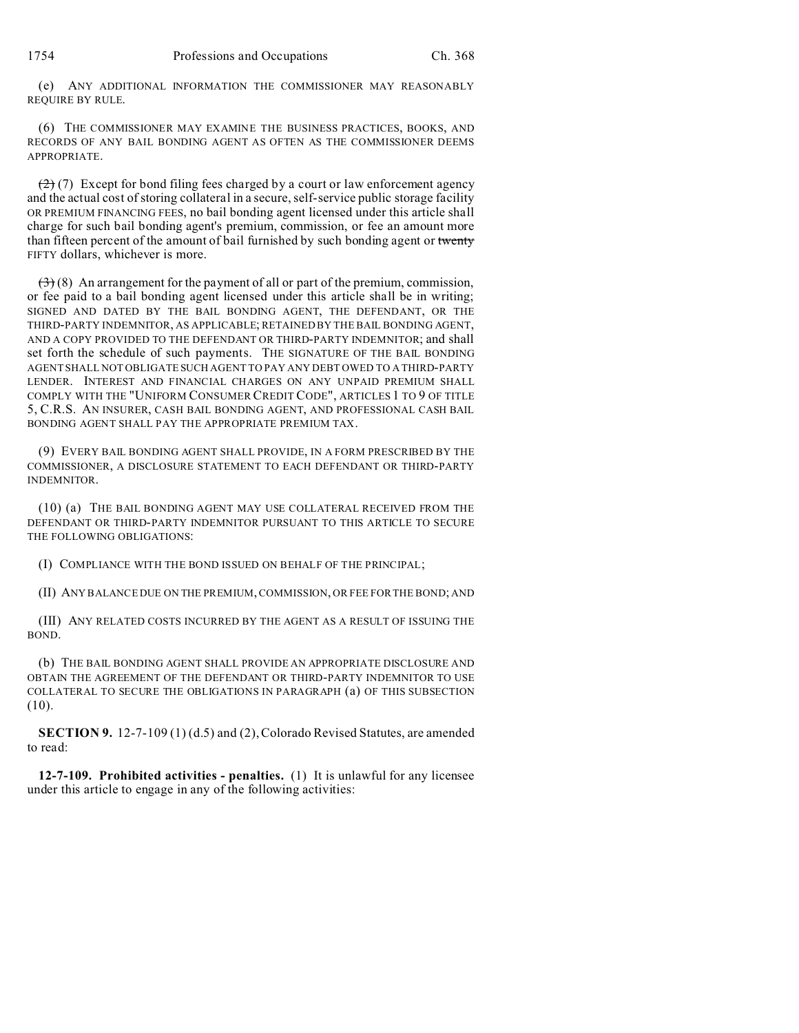(e) ANY ADDITIONAL INFORMATION THE COMMISSIONER MAY REASONABLY REQUIRE BY RULE.

(6) THE COMMISSIONER MAY EXAMINE THE BUSINESS PRACTICES, BOOKS, AND RECORDS OF ANY BAIL BONDING AGENT AS OFTEN AS THE COMMISSIONER DEEMS APPROPRIATE.

~~(2)~~ (7) Except for bond filing fees charged by a court or law enforcement agency and the actual cost of storing collateral in a secure, self-service public storage facility OR PREMIUM FINANCING FEES, no bail bonding agent licensed under this article shall charge for such bail bonding agent's premium, commission, or fee an amount more than fifteen percent of the amount of bail furnished by such bonding agent or ~~twenty~~ FIFTY dollars, whichever is more.

~~(3)~~ (8) An arrangement for the payment of all or part of the premium, commission, or fee paid to a bail bonding agent licensed under this article shall be in writing; SIGNED AND DATED BY THE BAIL BONDING AGENT, THE DEFENDANT, OR THE THIRD-PARTY INDEMNITOR, AS APPLICABLE; RETAINED BY THE BAIL BONDING AGENT, AND A COPY PROVIDED TO THE DEFENDANT OR THIRD-PARTY INDEMNITOR; and shall set forth the schedule of such payments. THE SIGNATURE OF THE BAIL BONDING AGENT SHALL NOT OBLIGATE SUCH AGENT TO PAY ANY DEBT OWED TO A THIRD-PARTY LENDER. INTEREST AND FINANCIAL CHARGES ON ANY UNPAID PREMIUM SHALL COMPLY WITH THE "UNIFORM CONSUMER CREDIT CODE", ARTICLES 1 TO 9 OF TITLE 5, C.R.S. AN INSURER, CASH BAIL BONDING AGENT, AND PROFESSIONAL CASH BAIL BONDING AGENT SHALL PAY THE APPROPRIATE PREMIUM TAX.

(9) EVERY BAIL BONDING AGENT SHALL PROVIDE, IN A FORM PRESCRIBED BY THE COMMISSIONER, A DISCLOSURE STATEMENT TO EACH DEFENDANT OR THIRD-PARTY INDEMNITOR.

(10) (a) THE BAIL BONDING AGENT MAY USE COLLATERAL RECEIVED FROM THE DEFENDANT OR THIRD-PARTY INDEMNITOR PURSUANT TO THIS ARTICLE TO SECURE THE FOLLOWING OBLIGATIONS:

(I) COMPLIANCE WITH THE BOND ISSUED ON BEHALF OF THE PRINCIPAL;

(II) ANY BALANCE DUE ON THE PREMIUM, COMMISSION, OR FEE FOR THE BOND; AND

(III) ANY RELATED COSTS INCURRED BY THE AGENT AS A RESULT OF ISSUING THE BOND.

(b) THE BAIL BONDING AGENT SHALL PROVIDE AN APPROPRIATE DISCLOSURE AND OBTAIN THE AGREEMENT OF THE DEFENDANT OR THIRD-PARTY INDEMNITOR TO USE COLLATERAL TO SECURE THE OBLIGATIONS IN PARAGRAPH (a) OF THIS SUBSECTION (10).

**SECTION 9.** 12-7-109 (1) (d.5) and (2), Colorado Revised Statutes, are amended to read:

**12-7-109. Prohibited activities - penalties.** (1) It is unlawful for any licensee under this article to engage in any of the following activities: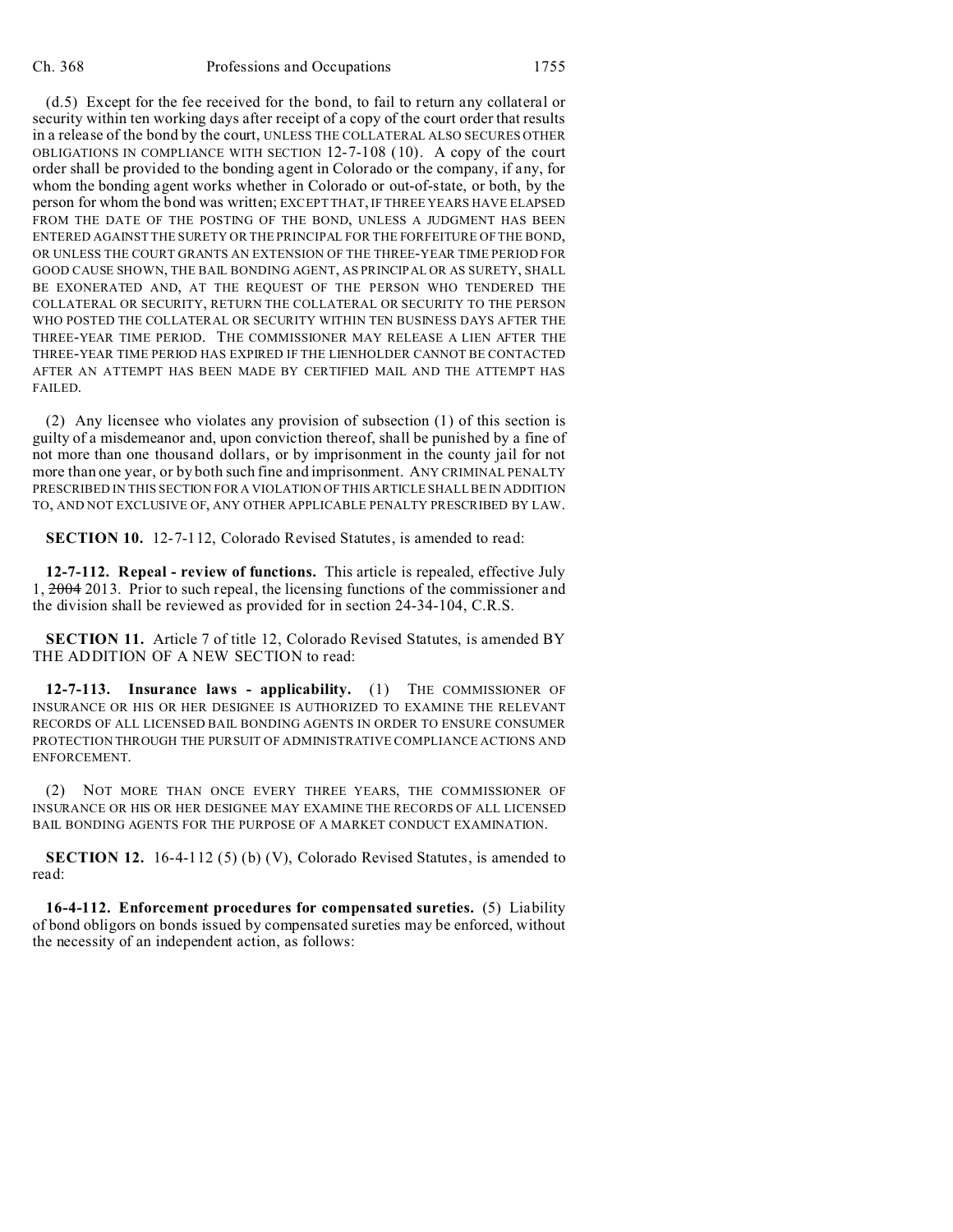(d.5) Except for the fee received for the bond, to fail to return any collateral or security within ten working days after receipt of a copy of the court order that results in a release of the bond by the court, UNLESS THE COLLATERAL ALSO SECURES OTHER OBLIGATIONS IN COMPLIANCE WITH SECTION 12-7-108 (10). A copy of the court order shall be provided to the bonding agent in Colorado or the company, if any, for whom the bonding agent works whether in Colorado or out-of-state, or both, by the person for whom the bond was written; EXCEPT THAT, IF THREE YEARS HAVE ELAPSED FROM THE DATE OF THE POSTING OF THE BOND, UNLESS A JUDGMENT HAS BEEN ENTERED AGAINST THE SURETY OR THE PRINCIPAL FOR THE FORFEITURE OF THE BOND, OR UNLESS THE COURT GRANTS AN EXTENSION OF THE THREE-YEAR TIME PERIOD FOR GOOD CAUSE SHOWN, THE BAIL BONDING AGENT, AS PRINCIPAL OR AS SURETY, SHALL BE EXONERATED AND, AT THE REQUEST OF THE PERSON WHO TENDERED THE COLLATERAL OR SECURITY, RETURN THE COLLATERAL OR SECURITY TO THE PERSON WHO POSTED THE COLLATERAL OR SECURITY WITHIN TEN BUSINESS DAYS AFTER THE THREE-YEAR TIME PERIOD. THE COMMISSIONER MAY RELEASE A LIEN AFTER THE THREE-YEAR TIME PERIOD HAS EXPIRED IF THE LIENHOLDER CANNOT BE CONTACTED AFTER AN ATTEMPT HAS BEEN MADE BY CERTIFIED MAIL AND THE ATTEMPT HAS FAILED.

(2) Any licensee who violates any provision of subsection (1) of this section is guilty of a misdemeanor and, upon conviction thereof, shall be punished by a fine of not more than one thousand dollars, or by imprisonment in the county jail for not more than one year, or by both such fine and imprisonment. ANY CRIMINAL PENALTY PRESCRIBED IN THIS SECTION FOR A VIOLATION OF THIS ARTICLE SHALL BE IN ADDITION TO, AND NOT EXCLUSIVE OF, ANY OTHER APPLICABLE PENALTY PRESCRIBED BY LAW.

**SECTION 10.** 12-7-112, Colorado Revised Statutes, is amended to read:

**12-7-112. Repeal - review of functions.** This article is repealed, effective July 1, ~~2004~~ 2013. Prior to such repeal, the licensing functions of the commissioner and the division shall be reviewed as provided for in section 24-34-104, C.R.S.

**SECTION 11.** Article 7 of title 12, Colorado Revised Statutes, is amended BY THE ADDITION OF A NEW SECTION to read:

**12-7-113. Insurance laws - applicability.** (1) THE COMMISSIONER OF INSURANCE OR HIS OR HER DESIGNEE IS AUTHORIZED TO EXAMINE THE RELEVANT RECORDS OF ALL LICENSED BAIL BONDING AGENTS IN ORDER TO ENSURE CONSUMER PROTECTION THROUGH THE PURSUIT OF ADMINISTRATIVE COMPLIANCE ACTIONS AND ENFORCEMENT.

(2) NOT MORE THAN ONCE EVERY THREE YEARS, THE COMMISSIONER OF INSURANCE OR HIS OR HER DESIGNEE MAY EXAMINE THE RECORDS OF ALL LICENSED BAIL BONDING AGENTS FOR THE PURPOSE OF A MARKET CONDUCT EXAMINATION.

**SECTION 12.** 16-4-112 (5) (b) (V), Colorado Revised Statutes, is amended to read:

**16-4-112. Enforcement procedures for compensated sureties.** (5) Liability of bond obligors on bonds issued by compensated sureties may be enforced, without the necessity of an independent action, as follows: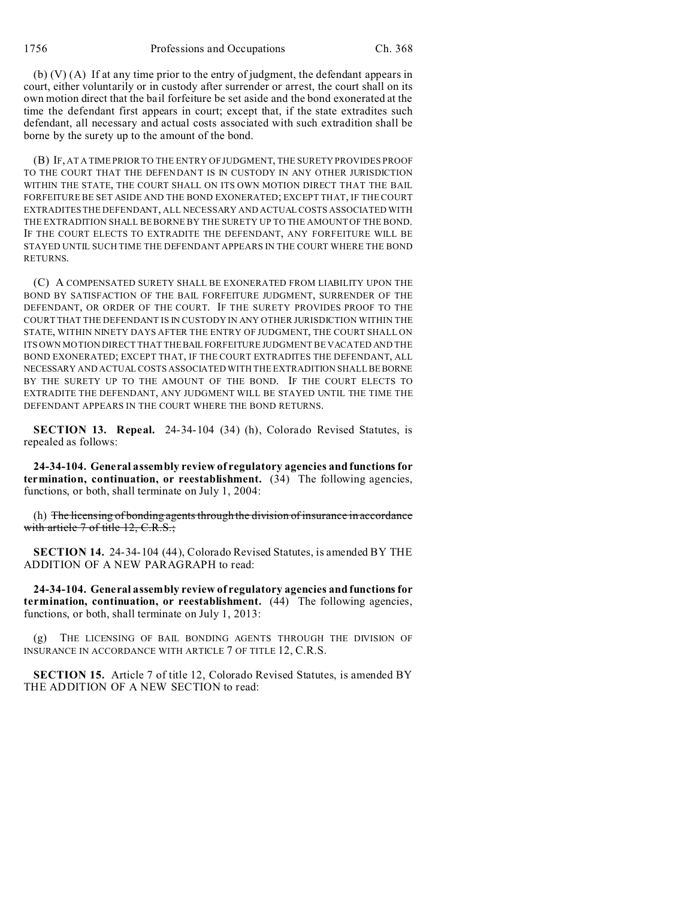(b) (V) (A) If at any time prior to the entry of judgment, the defendant appears in court, either voluntarily or in custody after surrender or arrest, the court shall on its own motion direct that the bail forfeiture be set aside and the bond exonerated at the time the defendant first appears in court; except that, if the state extradites such defendant, all necessary and actual costs associated with such extradition shall be borne by the surety up to the amount of the bond.

(B) IF, AT A TIME PRIOR TO THE ENTRY OF JUDGMENT, THE SURETY PROVIDES PROOF TO THE COURT THAT THE DEFENDANT IS IN CUSTODY IN ANY OTHER JURISDICTION WITHIN THE STATE, THE COURT SHALL ON ITS OWN MOTION DIRECT THAT THE BAIL FORFEITURE BE SET ASIDE AND THE BOND EXONERATED; EXCEPT THAT, IF THE COURT EXTRADITES THE DEFENDANT, ALL NECESSARY AND ACTUAL COSTS ASSOCIATED WITH THE EXTRADITION SHALL BE BORNE BY THE SURETY UP TO THE AMOUNT OF THE BOND. IF THE COURT ELECTS TO EXTRADITE THE DEFENDANT, ANY FORFEITURE WILL BE STAYED UNTIL SUCH TIME THE DEFENDANT APPEARS IN THE COURT WHERE THE BOND RETURNS.

(C) A COMPENSATED SURETY SHALL BE EXONERATED FROM LIABILITY UPON THE BOND BY SATISFACTION OF THE BAIL FORFEITURE JUDGMENT, SURRENDER OF THE DEFENDANT, OR ORDER OF THE COURT. IF THE SURETY PROVIDES PROOF TO THE COURT THAT THE DEFENDANT IS IN CUSTODY IN ANY OTHER JURISDICTION WITHIN THE STATE, WITHIN NINETY DAYS AFTER THE ENTRY OF JUDGMENT, THE COURT SHALL ON ITS OWN MOTION DIRECT THAT THE BAIL FORFEITURE JUDGMENT BE VACATED AND THE BOND EXONERATED; EXCEPT THAT, IF THE COURT EXTRADITES THE DEFENDANT, ALL NECESSARY AND ACTUAL COSTS ASSOCIATED WITH THE EXTRADITION SHALL BE BORNE BY THE SURETY UP TO THE AMOUNT OF THE BOND. IF THE COURT ELECTS TO EXTRADITE THE DEFENDANT, ANY JUDGMENT WILL BE STAYED UNTIL THE TIME THE DEFENDANT APPEARS IN THE COURT WHERE THE BOND RETURNS.

**SECTION 13. Repeal.** 24-34-104 (34) (h), Colorado Revised Statutes, is repealed as follows:

**24-34-104. General assembly review of regulatory agencies and functions for termination, continuation, or reestablishment.** (34) The following agencies, functions, or both, shall terminate on July 1, 2004:

(h) ~~The licensing of bonding agents through the division of insurance in accordance with article 7 of title 12, C.R.S.;~~

**SECTION 14.** 24-34-104 (44), Colorado Revised Statutes, is amended BY THE ADDITION OF A NEW PARAGRAPH to read:

**24-34-104. General assembly review of regulatory agencies and functions for termination, continuation, or reestablishment.** (44) The following agencies, functions, or both, shall terminate on July 1, 2013:

(g) THE LICENSING OF BAIL BONDING AGENTS THROUGH THE DIVISION OF INSURANCE IN ACCORDANCE WITH ARTICLE 7 OF TITLE 12, C.R.S.

**SECTION 15.** Article 7 of title 12, Colorado Revised Statutes, is amended BY THE ADDITION OF A NEW SECTION to read: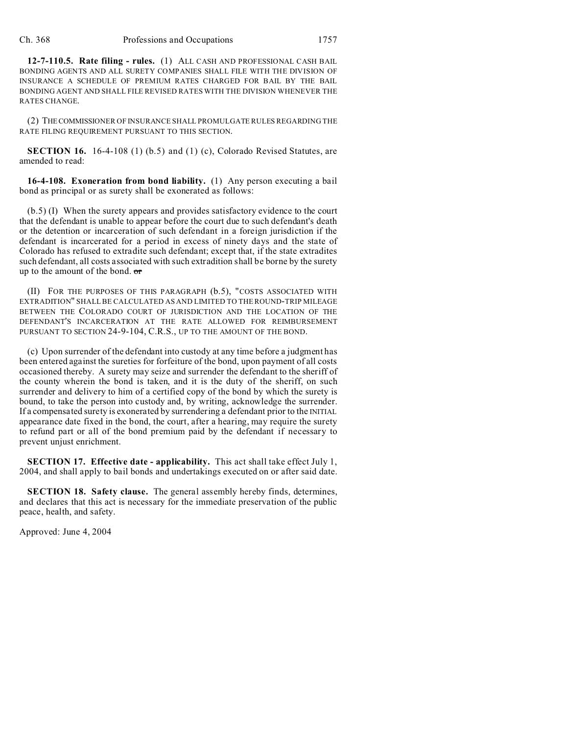**12-7-110.5. Rate filing - rules.** (1) ALL CASH AND PROFESSIONAL CASH BAIL BONDING AGENTS AND ALL SURETY COMPANIES SHALL FILE WITH THE DIVISION OF INSURANCE A SCHEDULE OF PREMIUM RATES CHARGED FOR BAIL BY THE BAIL BONDING AGENT AND SHALL FILE REVISED RATES WITH THE DIVISION WHENEVER THE RATES CHANGE.

(2) THE COMMISSIONER OF INSURANCE SHALL PROMULGATE RULES REGARDING THE RATE FILING REQUIREMENT PURSUANT TO THIS SECTION.

**SECTION 16.** 16-4-108 (1) (b.5) and (1) (c), Colorado Revised Statutes, are amended to read:

**16-4-108. Exoneration from bond liability.** (1) Any person executing a bail bond as principal or as surety shall be exonerated as follows:

(b.5) (I) When the surety appears and provides satisfactory evidence to the court that the defendant is unable to appear before the court due to such defendant's death or the detention or incarceration of such defendant in a foreign jurisdiction if the defendant is incarcerated for a period in excess of ninety days and the state of Colorado has refused to extradite such defendant; except that, if the state extradites such defendant, all costs associated with such extradition shall be borne by the surety up to the amount of the bond. ~~or~~

(II) FOR THE PURPOSES OF THIS PARAGRAPH (b.5), "COSTS ASSOCIATED WITH EXTRADITION" SHALL BE CALCULATED AS AND LIMITED TO THE ROUND-TRIP MILEAGE BETWEEN THE COLORADO COURT OF JURISDICTION AND THE LOCATION OF THE DEFENDANT'S INCARCERATION AT THE RATE ALLOWED FOR REIMBURSEMENT PURSUANT TO SECTION 24-9-104, C.R.S., UP TO THE AMOUNT OF THE BOND.

(c) Upon surrender of the defendant into custody at any time before a judgment has been entered against the sureties for forfeiture of the bond, upon payment of all costs occasioned thereby. A surety may seize and surrender the defendant to the sheriff of the county wherein the bond is taken, and it is the duty of the sheriff, on such surrender and delivery to him of a certified copy of the bond by which the surety is bound, to take the person into custody and, by writing, acknowledge the surrender. If a compensated surety is exonerated by surrendering a defendant prior to the INITIAL appearance date fixed in the bond, the court, after a hearing, may require the surety to refund part or all of the bond premium paid by the defendant if necessary to prevent unjust enrichment.

**SECTION 17. Effective date - applicability.** This act shall take effect July 1, 2004, and shall apply to bail bonds and undertakings executed on or after said date.

**SECTION 18. Safety clause.** The general assembly hereby finds, determines, and declares that this act is necessary for the immediate preservation of the public peace, health, and safety.

Approved: June 4, 2004